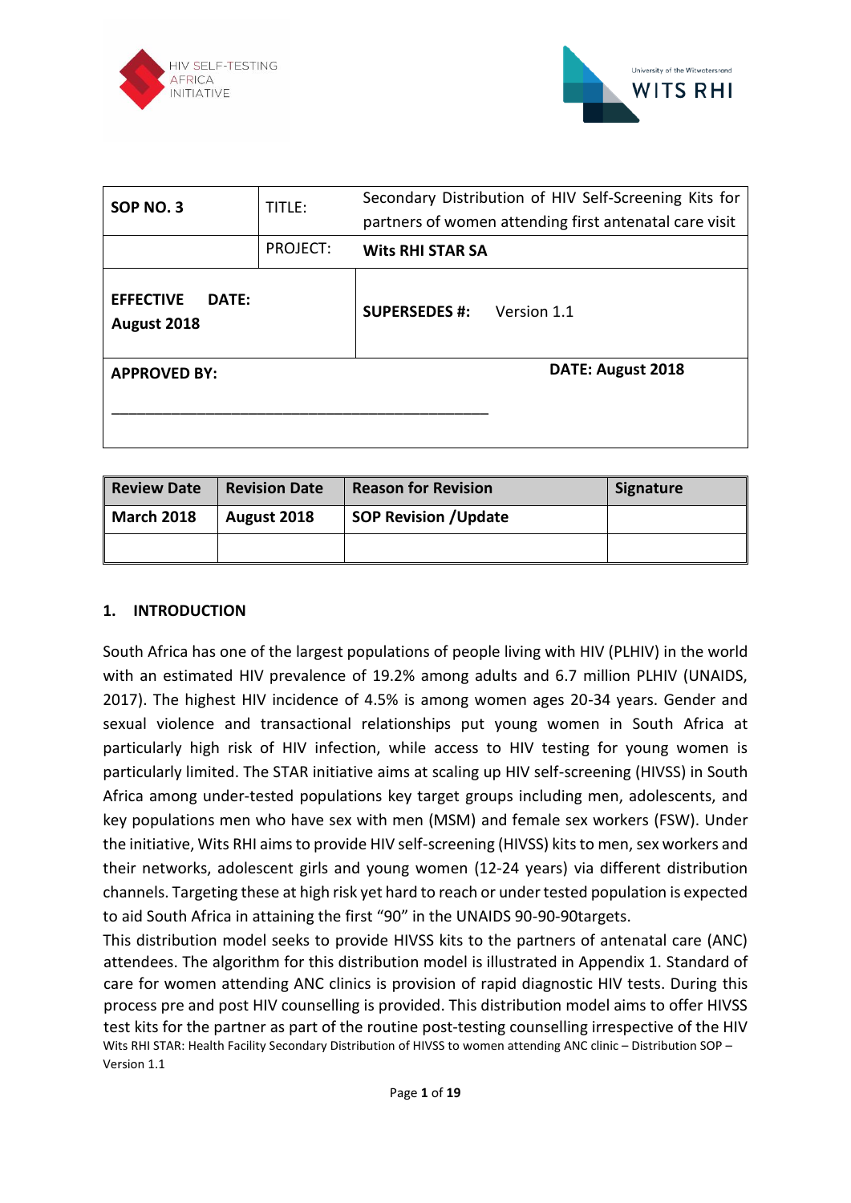| SOP NO. 3 | TITLE: | Secondary Distribution of HIV Self-Screening Kits for partners of women attending first antenatal care visit |
|---|---|---|
| | PROJECT: | **Wits RHI STAR SA** |
| **EFFECTIVE DATE: August 2018** | | **SUPERSEDES #:** Version 1.1 |
| **APPROVED BY:** _______________________________________________ | | **DATE: August 2018** |

| Review Date | Revision Date | Reason for Revision | Signature |
|---|---|---|---|
| **March 2018** | **August 2018** | **SOP Revision /Update** | |
| | | | |

## 1. INTRODUCTION

South Africa has one of the largest populations of people living with HIV (PLHIV) in the world with an estimated HIV prevalence of 19.2% among adults and 6.7 million PLHIV (UNAIDS, 2017). The highest HIV incidence of 4.5% is among women ages 20-34 years. Gender and sexual violence and transactional relationships put young women in South Africa at particularly high risk of HIV infection, while access to HIV testing for young women is particularly limited. The STAR initiative aims at scaling up HIV self-screening (HIVSS) in South Africa among under-tested populations key target groups including men, adolescents, and key populations men who have sex with men (MSM) and female sex workers (FSW). Under the initiative, Wits RHI aims to provide HIV self-screening (HIVSS) kits to men, sex workers and their networks, adolescent girls and young women (12-24 years) via different distribution channels. Targeting these at high risk yet hard to reach or under tested population is expected to aid South Africa in attaining the first "90" in the UNAIDS 90-90-90targets.

This distribution model seeks to provide HIVSS kits to the partners of antenatal care (ANC) attendees. The algorithm for this distribution model is illustrated in Appendix 1. Standard of care for women attending ANC clinics is provision of rapid diagnostic HIV tests. During this process pre and post HIV counselling is provided. This distribution model aims to offer HIVSS test kits for the partner as part of the routine post-testing counselling irrespective of the HIV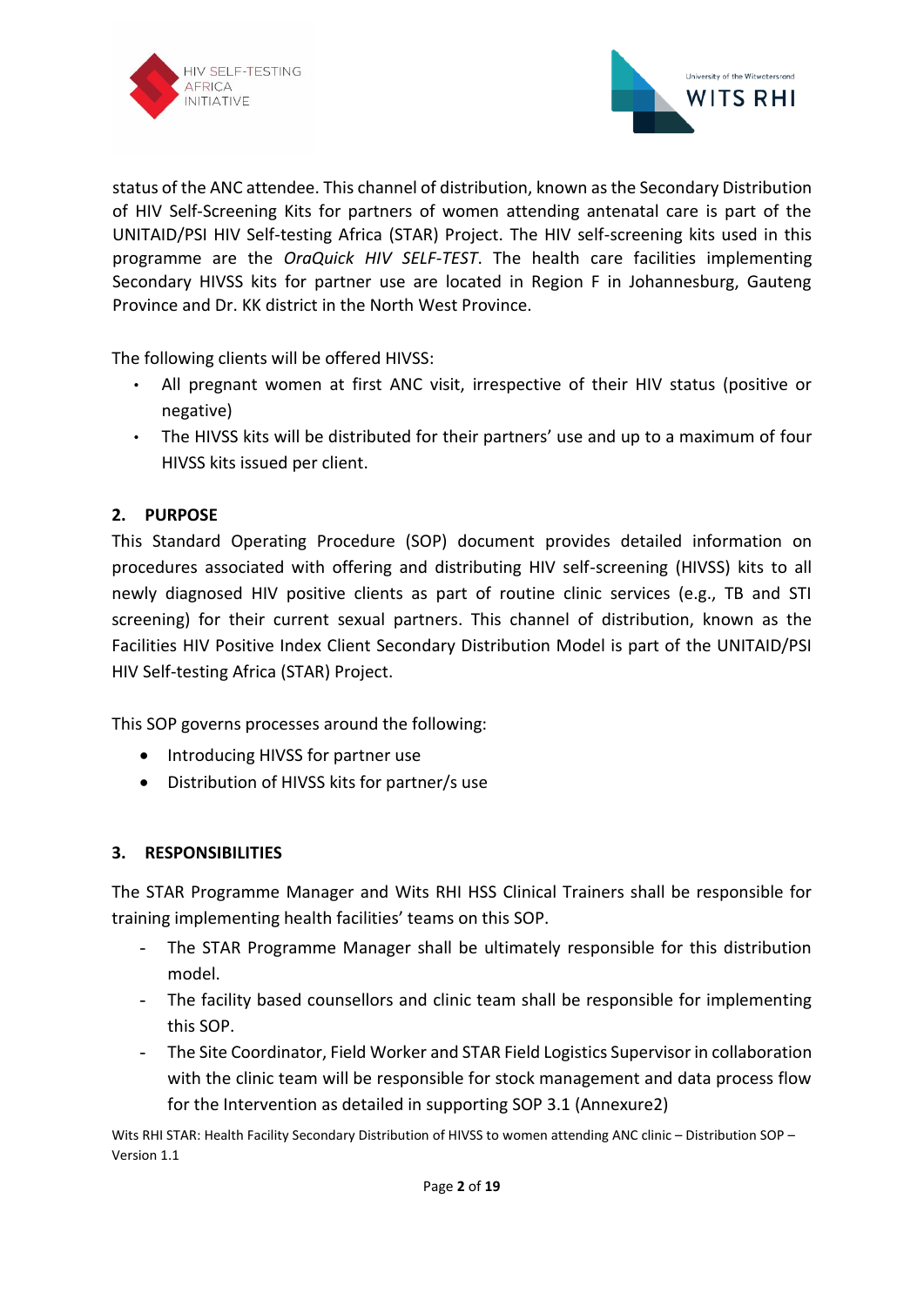status of the ANC attendee. This channel of distribution, known as the Secondary Distribution of HIV Self-Screening Kits for partners of women attending antenatal care is part of the UNITAID/PSI HIV Self-testing Africa (STAR) Project. The HIV self-screening kits used in this programme are the *OraQuick HIV SELF-TEST*. The health care facilities implementing Secondary HIVSS kits for partner use are located in Region F in Johannesburg, Gauteng Province and Dr. KK district in the North West Province.

The following clients will be offered HIVSS:

- All pregnant women at first ANC visit, irrespective of their HIV status (positive or negative)
- The HIVSS kits will be distributed for their partners' use and up to a maximum of four HIVSS kits issued per client.

## 2. PURPOSE

This Standard Operating Procedure (SOP) document provides detailed information on procedures associated with offering and distributing HIV self-screening (HIVSS) kits to all newly diagnosed HIV positive clients as part of routine clinic services (e.g., TB and STI screening) for their current sexual partners. This channel of distribution, known as the Facilities HIV Positive Index Client Secondary Distribution Model is part of the UNITAID/PSI HIV Self-testing Africa (STAR) Project.

This SOP governs processes around the following:

- Introducing HIVSS for partner use
- Distribution of HIVSS kits for partner/s use

## 3. RESPONSIBILITIES

The STAR Programme Manager and Wits RHI HSS Clinical Trainers shall be responsible for training implementing health facilities' teams on this SOP.

- The STAR Programme Manager shall be ultimately responsible for this distribution model.
- The facility based counsellors and clinic team shall be responsible for implementing this SOP.
- The Site Coordinator, Field Worker and STAR Field Logistics Supervisor in collaboration with the clinic team will be responsible for stock management and data process flow for the Intervention as detailed in supporting SOP 3.1 (Annexure2)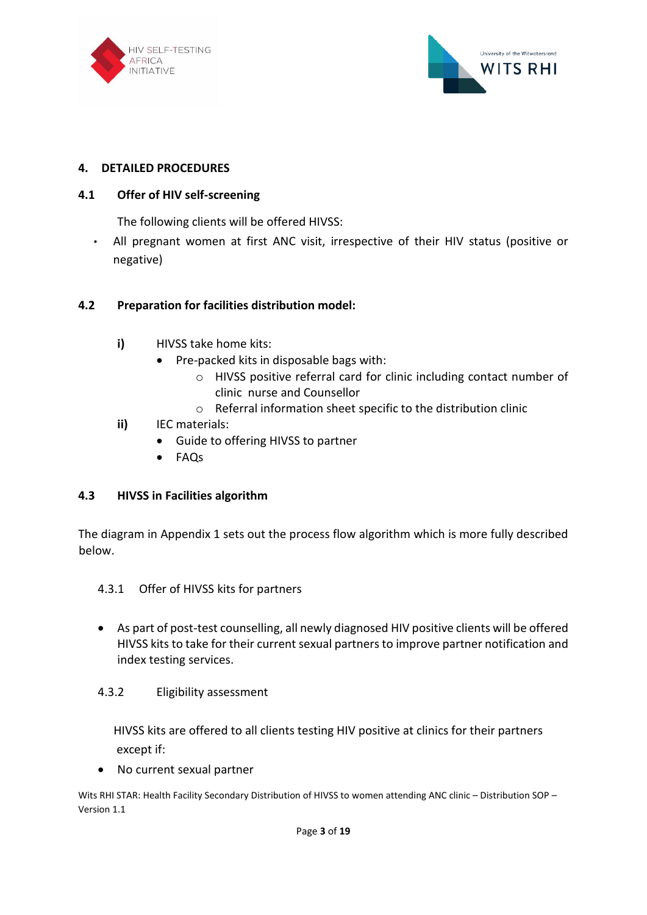## 4. DETAILED PROCEDURES

### 4.1 Offer of HIV self-screening

The following clients will be offered HIVSS:

- All pregnant women at first ANC visit, irrespective of their HIV status (positive or negative)

### 4.2 Preparation for facilities distribution model:

**i)** HIVSS take home kits:

- Pre-packed kits in disposable bags with:
  - HIVSS positive referral card for clinic including contact number of clinic nurse and Counsellor
  - Referral information sheet specific to the distribution clinic

**ii)** IEC materials:

- Guide to offering HIVSS to partner
- FAQs

### 4.3 HIVSS in Facilities algorithm

The diagram in Appendix 1 sets out the process flow algorithm which is more fully described below.

4.3.1 Offer of HIVSS kits for partners

- As part of post-test counselling, all newly diagnosed HIV positive clients will be offered HIVSS kits to take for their current sexual partners to improve partner notification and index testing services.

4.3.2 Eligibility assessment

HIVSS kits are offered to all clients testing HIV positive at clinics for their partners except if:

- No current sexual partner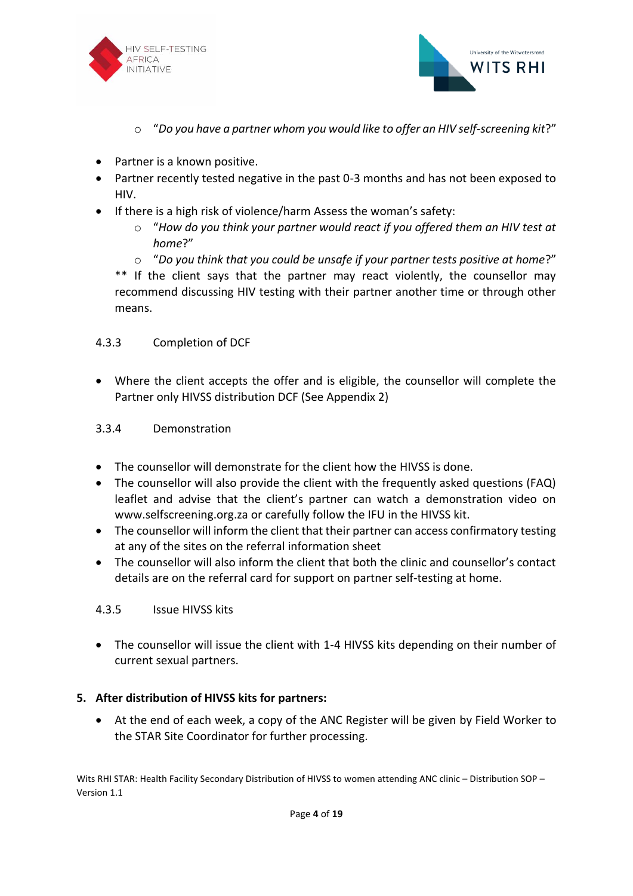- "*Do you have a partner whom you would like to offer an HIV self-screening kit*?"

- Partner is a known positive.
- Partner recently tested negative in the past 0-3 months and has not been exposed to HIV.
- If there is a high risk of violence/harm Assess the woman's safety:
  - "*How do you think your partner would react if you offered them an HIV test at home*?"
  - "*Do you think that you could be unsafe if your partner tests positive at home*?"

  ** If the client says that the partner may react violently, the counsellor may recommend discussing HIV testing with their partner another time or through other means.

4.3.3 Completion of DCF

- Where the client accepts the offer and is eligible, the counsellor will complete the Partner only HIVSS distribution DCF (See Appendix 2)

3.3.4 Demonstration

- The counsellor will demonstrate for the client how the HIVSS is done.
- The counsellor will also provide the client with the frequently asked questions (FAQ) leaflet and advise that the client's partner can watch a demonstration video on www.selfscreening.org.za or carefully follow the IFU in the HIVSS kit.
- The counsellor will inform the client that their partner can access confirmatory testing at any of the sites on the referral information sheet
- The counsellor will also inform the client that both the clinic and counsellor's contact details are on the referral card for support on partner self-testing at home.

4.3.5 Issue HIVSS kits

- The counsellor will issue the client with 1-4 HIVSS kits depending on their number of current sexual partners.

**5. After distribution of HIVSS kits for partners:**

- At the end of each week, a copy of the ANC Register will be given by Field Worker to the STAR Site Coordinator for further processing.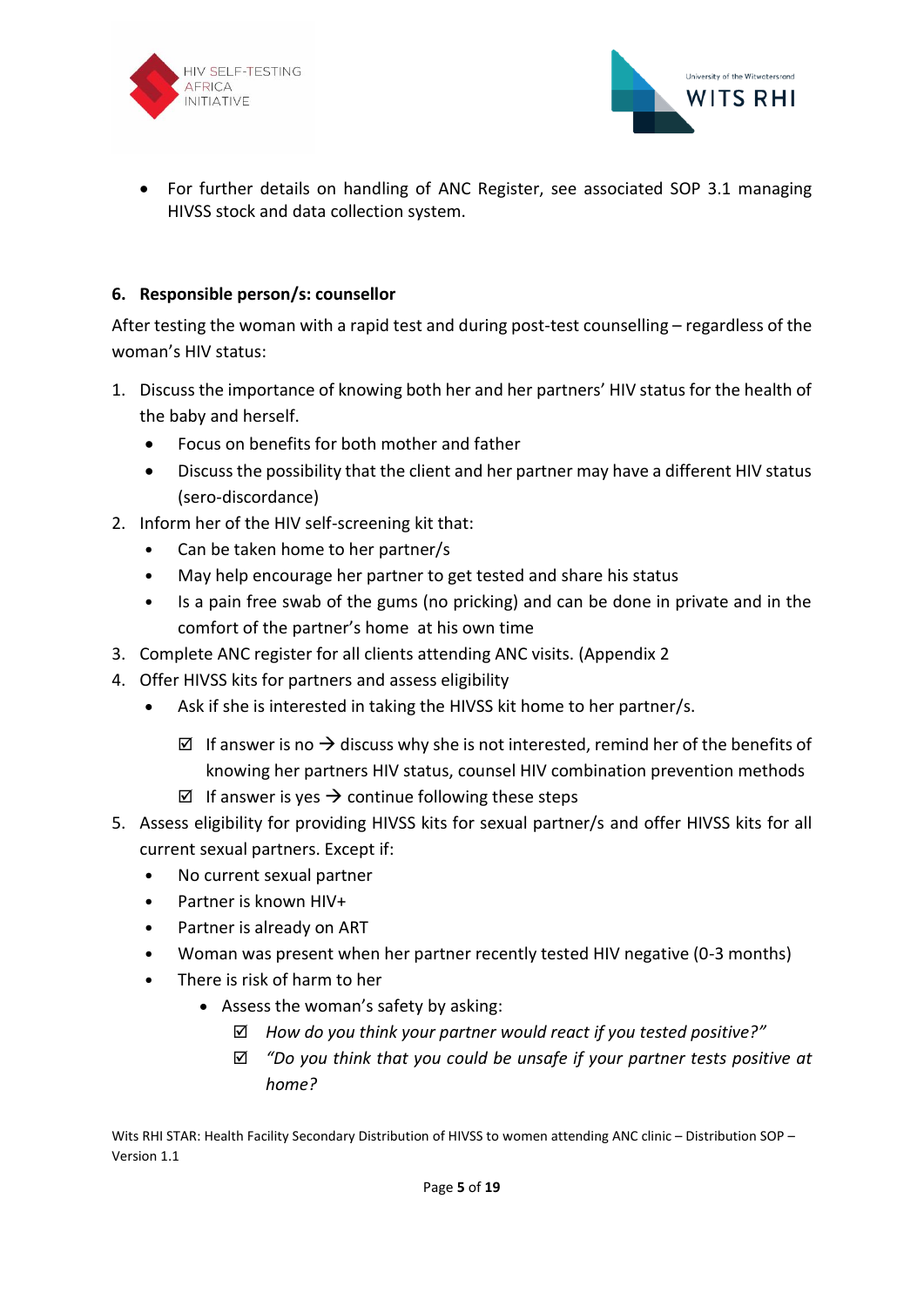- For further details on handling of ANC Register, see associated SOP 3.1 managing HIVSS stock and data collection system.

## 6. Responsible person/s: counsellor

After testing the woman with a rapid test and during post-test counselling – regardless of the woman's HIV status:

1. Discuss the importance of knowing both her and her partners' HIV status for the health of the baby and herself.
   - Focus on benefits for both mother and father
   - Discuss the possibility that the client and her partner may have a different HIV status (sero-discordance)
2. Inform her of the HIV self-screening kit that:
   - Can be taken home to her partner/s
   - May help encourage her partner to get tested and share his status
   - Is a pain free swab of the gums (no pricking) and can be done in private and in the comfort of the partner's home at his own time
3. Complete ANC register for all clients attending ANC visits. (Appendix 2
4. Offer HIVSS kits for partners and assess eligibility
   - Ask if she is interested in taking the HIVSS kit home to her partner/s.
     - ☑ If answer is no → discuss why she is not interested, remind her of the benefits of knowing her partners HIV status, counsel HIV combination prevention methods
     - ☑ If answer is yes → continue following these steps
5. Assess eligibility for providing HIVSS kits for sexual partner/s and offer HIVSS kits for all current sexual partners. Except if:
   - No current sexual partner
   - Partner is known HIV+
   - Partner is already on ART
   - Woman was present when her partner recently tested HIV negative (0-3 months)
   - There is risk of harm to her
     - Assess the woman's safety by asking:
       - ☑ *How do you think your partner would react if you tested positive?"*
       - ☑ *"Do you think that you could be unsafe if your partner tests positive at home?*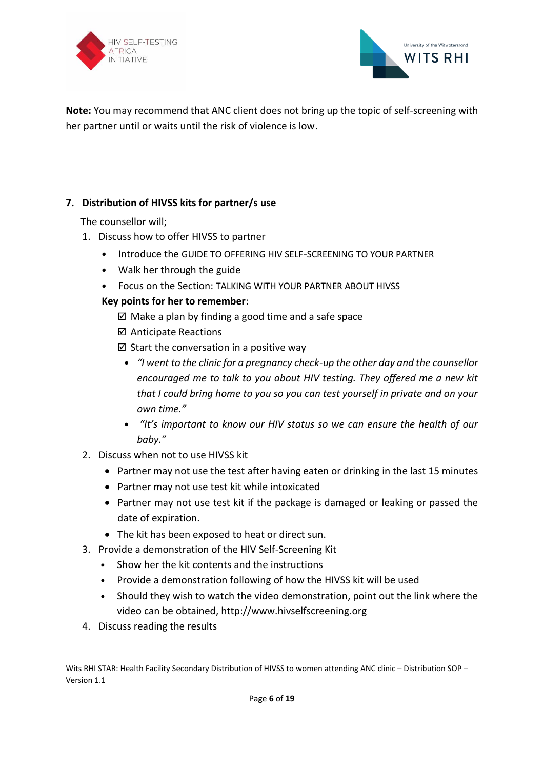**Note:** You may recommend that ANC client does not bring up the topic of self-screening with her partner until or waits until the risk of violence is low.

## 7. Distribution of HIVSS kits for partner/s use

The counsellor will;

1. Discuss how to offer HIVSS to partner
   - Introduce the GUIDE TO OFFERING HIV SELF-SCREENING TO YOUR PARTNER
   - Walk her through the guide
   - Focus on the Section: TALKING WITH YOUR PARTNER ABOUT HIVSS

   **Key points for her to remember**:

   ☑ Make a plan by finding a good time and a safe space

   ☑ Anticipate Reactions

   ☑ Start the conversation in a positive way

   - *"I went to the clinic for a pregnancy check-up the other day and the counsellor encouraged me to talk to you about HIV testing. They offered me a new kit that I could bring home to you so you can test yourself in private and on your own time."*
   - *"It's important to know our HIV status so we can ensure the health of our baby."*
2. Discuss when not to use HIVSS kit
   - Partner may not use the test after having eaten or drinking in the last 15 minutes
   - Partner may not use test kit while intoxicated
   - Partner may not use test kit if the package is damaged or leaking or passed the date of expiration.
   - The kit has been exposed to heat or direct sun.
3. Provide a demonstration of the HIV Self-Screening Kit
   - Show her the kit contents and the instructions
   - Provide a demonstration following of how the HIVSS kit will be used
   - Should they wish to watch the video demonstration, point out the link where the video can be obtained, http://www.hivselfscreening.org
4. Discuss reading the results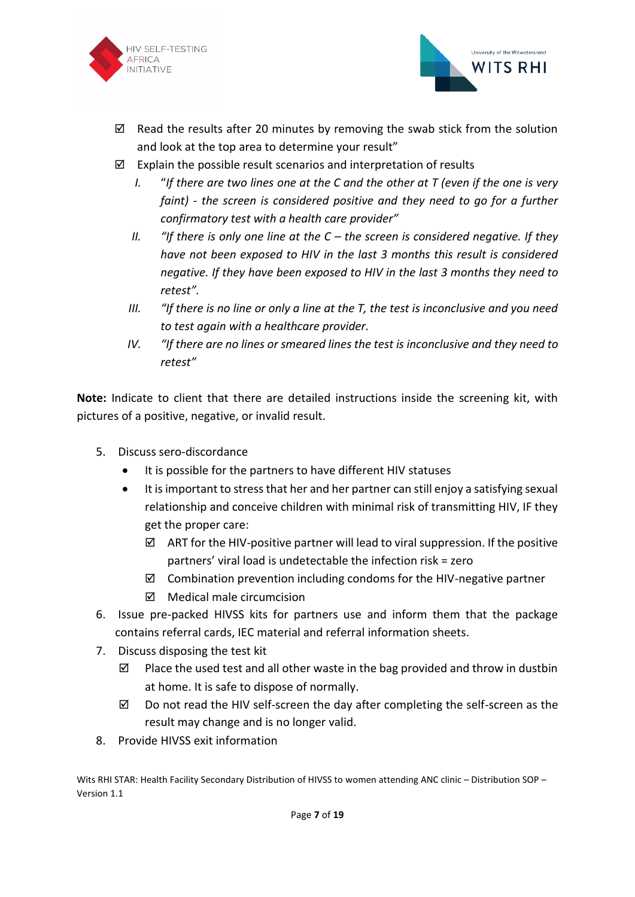- ☑ Read the results after 20 minutes by removing the swab stick from the solution and look at the top area to determine your result"
- ☑ Explain the possible result scenarios and interpretation of results
  - I. *"If there are two lines one at the C and the other at T (even if the one is very faint) - the screen is considered positive and they need to go for a further confirmatory test with a health care provider"*
  - II. *"If there is only one line at the C – the screen is considered negative. If they have not been exposed to HIV in the last 3 months this result is considered negative. If they have been exposed to HIV in the last 3 months they need to retest".*
  - III. *"If there is no line or only a line at the T, the test is inconclusive and you need to test again with a healthcare provider.*
  - IV. *"If there are no lines or smeared lines the test is inconclusive and they need to retest"*

**Note:** Indicate to client that there are detailed instructions inside the screening kit, with pictures of a positive, negative, or invalid result.

5. Discuss sero-discordance
   - It is possible for the partners to have different HIV statuses
   - It is important to stress that her and her partner can still enjoy a satisfying sexual relationship and conceive children with minimal risk of transmitting HIV, IF they get the proper care:
     - ☑ ART for the HIV-positive partner will lead to viral suppression. If the positive partners' viral load is undetectable the infection risk = zero
     - ☑ Combination prevention including condoms for the HIV-negative partner
     - ☑ Medical male circumcision
6. Issue pre-packed HIVSS kits for partners use and inform them that the package contains referral cards, IEC material and referral information sheets.
7. Discuss disposing the test kit
   - ☑ Place the used test and all other waste in the bag provided and throw in dustbin at home. It is safe to dispose of normally.
   - ☑ Do not read the HIV self-screen the day after completing the self-screen as the result may change and is no longer valid.
8. Provide HIVSS exit information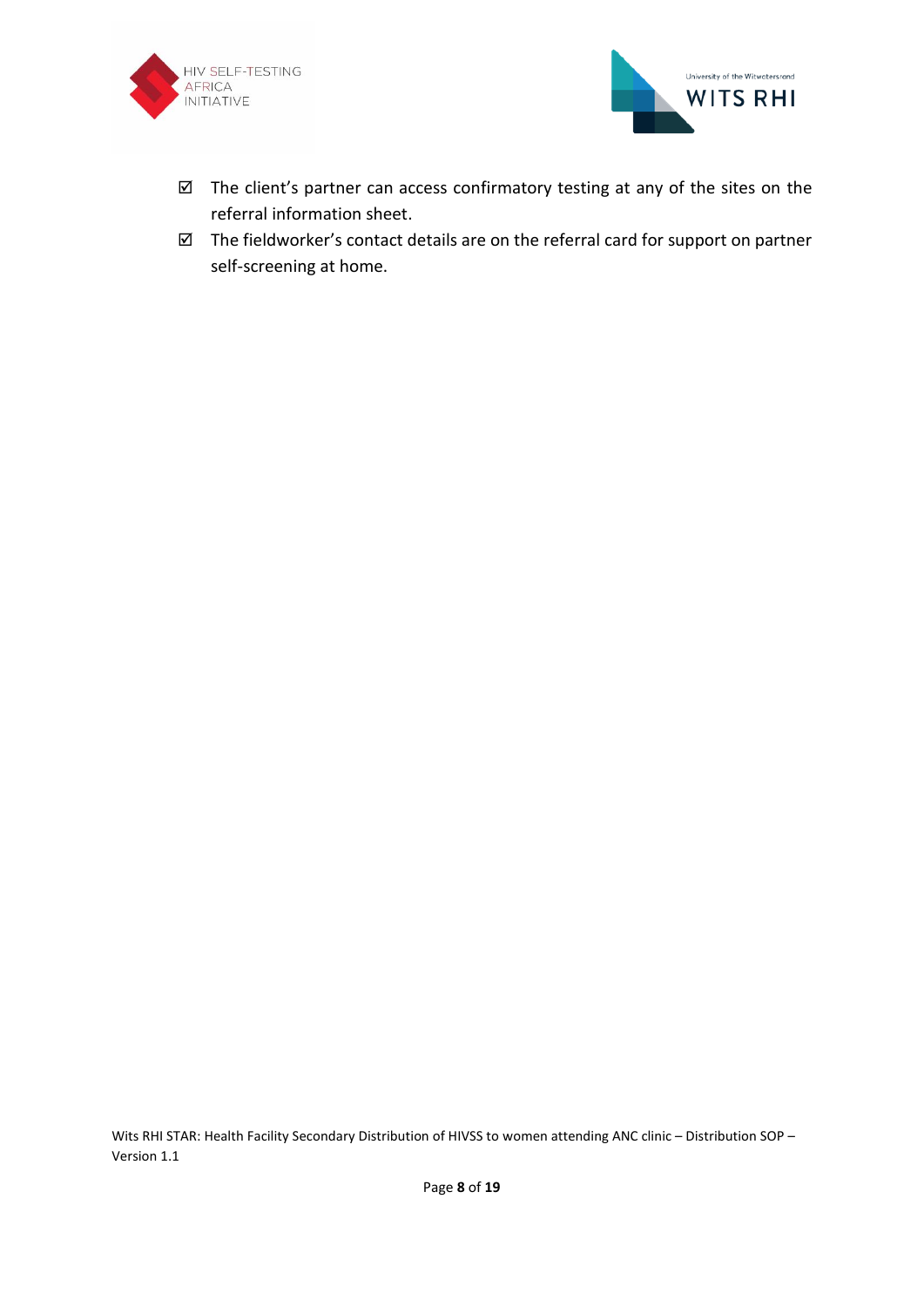- ☑ The client's partner can access confirmatory testing at any of the sites on the referral information sheet.
- ☑ The fieldworker's contact details are on the referral card for support on partner self-screening at home.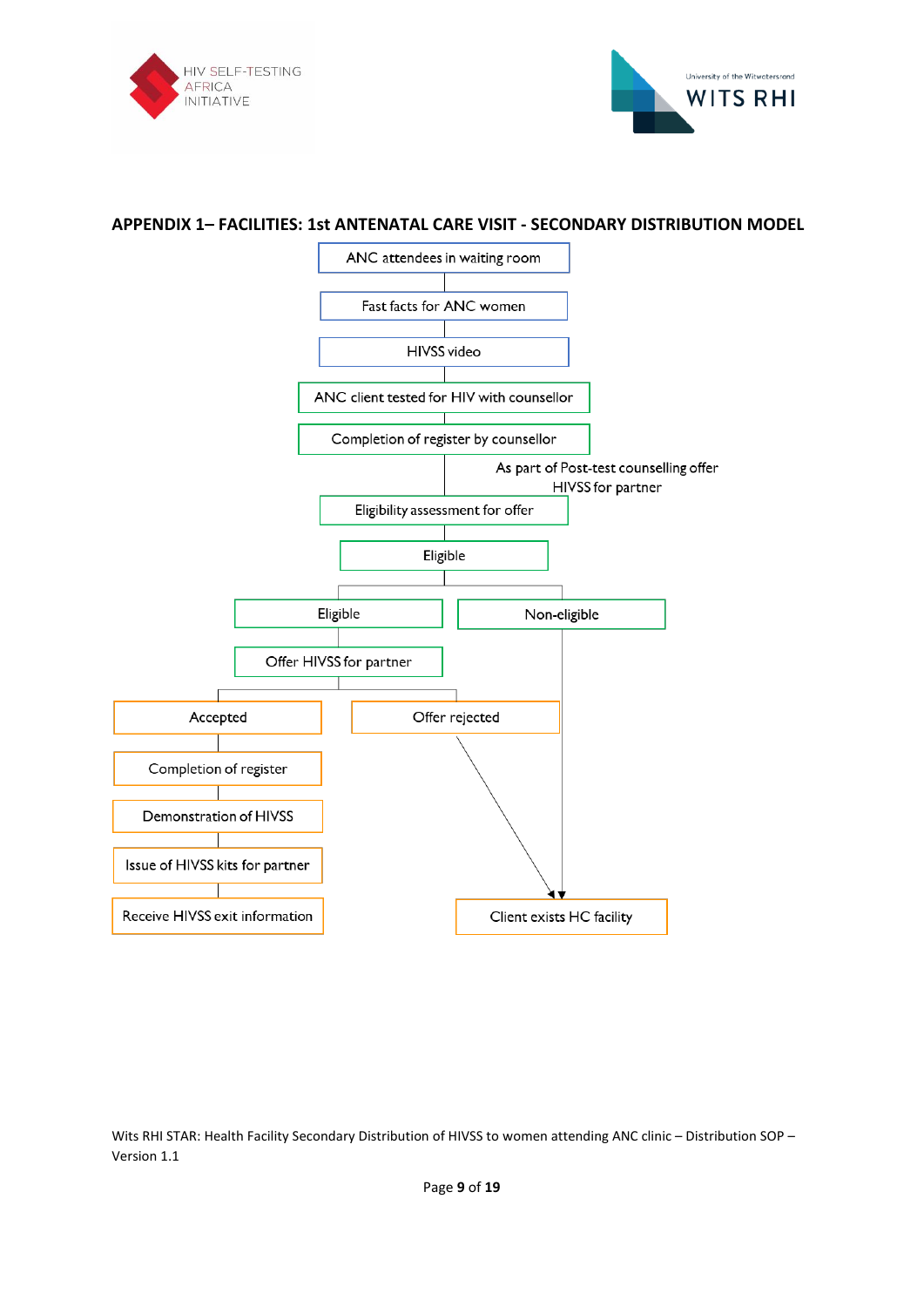## APPENDIX 1– FACILITIES: 1st ANTENATAL CARE VISIT - SECONDARY DISTRIBUTION MODEL

ANC attendees in waiting room

Fast facts for ANC women

HIVSS video

ANC client tested for HIV with counsellor

Completion of register by counsellor

As part of Post-test counselling offer HIVSS for partner

Eligibility assessment for offer

Eligible

Eligible

Non-eligible

Offer HIVSS for partner

Accepted

Offer rejected

Completion of register

Demonstration of HIVSS

Issue of HIVSS kits for partner

Receive HIVSS exit information

Client exists HC facility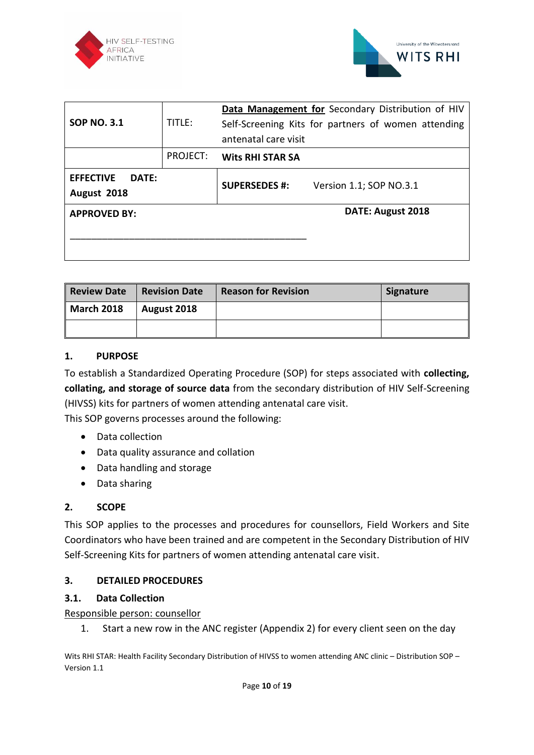| SOP NO. 3.1 | TITLE: | **Data Management for** Secondary Distribution of HIV Self-Screening Kits for partners of women attending antenatal care visit |
|---|---|---|
| | PROJECT: | **Wits RHI STAR SA** |
| **EFFECTIVE DATE: August 2018** | **SUPERSEDES #:** | Version 1.1; SOP NO.3.1 |
| **APPROVED BY:** _______________________________________________ | | **DATE: August 2018** |

| Review Date | Revision Date | Reason for Revision | Signature |
|---|---|---|---|
| March 2018 | August 2018 | | |
| | | | |

## 1. PURPOSE

To establish a Standardized Operating Procedure (SOP) for steps associated with **collecting, collating, and storage of source data** from the secondary distribution of HIV Self-Screening (HIVSS) kits for partners of women attending antenatal care visit.

This SOP governs processes around the following:

- Data collection
- Data quality assurance and collation
- Data handling and storage
- Data sharing

## 2. SCOPE

This SOP applies to the processes and procedures for counsellors, Field Workers and Site Coordinators who have been trained and are competent in the Secondary Distribution of HIV Self-Screening Kits for partners of women attending antenatal care visit.

## 3. DETAILED PROCEDURES

### 3.1. Data Collection

Responsible person: counsellor

1. Start a new row in the ANC register (Appendix 2) for every client seen on the day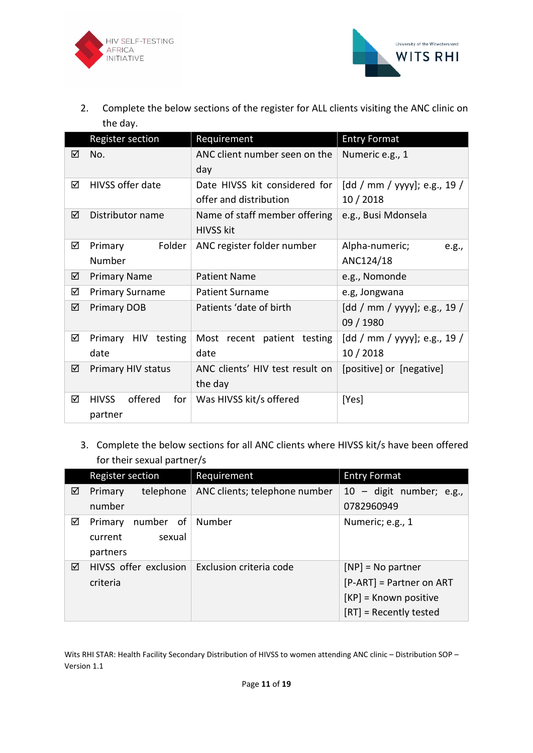2. Complete the below sections of the register for ALL clients visiting the ANC clinic on the day.

| | Register section | Requirement | Entry Format |
|---|---|---|---|
| ☑ | No. | ANC client number seen on the day | Numeric e.g., 1 |
| ☑ | HIVSS offer date | Date HIVSS kit considered for offer and distribution | [dd / mm / yyyy]; e.g., 19 / 10 / 2018 |
| ☑ | Distributor name | Name of staff member offering HIVSS kit | e.g., Busi Mdonsela |
| ☑ | Primary Folder Number | ANC register folder number | Alpha-numeric; e.g., ANC124/18 |
| ☑ | Primary Name | Patient Name | e.g., Nomonde |
| ☑ | Primary Surname | Patient Surname | e.g, Jongwana |
| ☑ | Primary DOB | Patients 'date of birth | [dd / mm / yyyy]; e.g., 19 / 09 / 1980 |
| ☑ | Primary HIV testing date | Most recent patient testing date | [dd / mm / yyyy]; e.g., 19 / 10 / 2018 |
| ☑ | Primary HIV status | ANC clients' HIV test result on the day | [positive] or [negative] |
| ☑ | HIVSS offered for partner | Was HIVSS kit/s offered | [Yes] |

3. Complete the below sections for all ANC clients where HIVSS kit/s have been offered for their sexual partner/s

| | Register section | Requirement | Entry Format |
|---|---|---|---|
| ☑ | Primary telephone number | ANC clients; telephone number | 10 – digit number; e.g., 0782960949 |
| ☑ | Primary number of current sexual partners | Number | Numeric; e.g., 1 |
| ☑ | HIVSS offer exclusion criteria | Exclusion criteria code | [NP] = No partner<br>[P-ART] = Partner on ART<br>[KP] = Known positive<br>[RT] = Recently tested |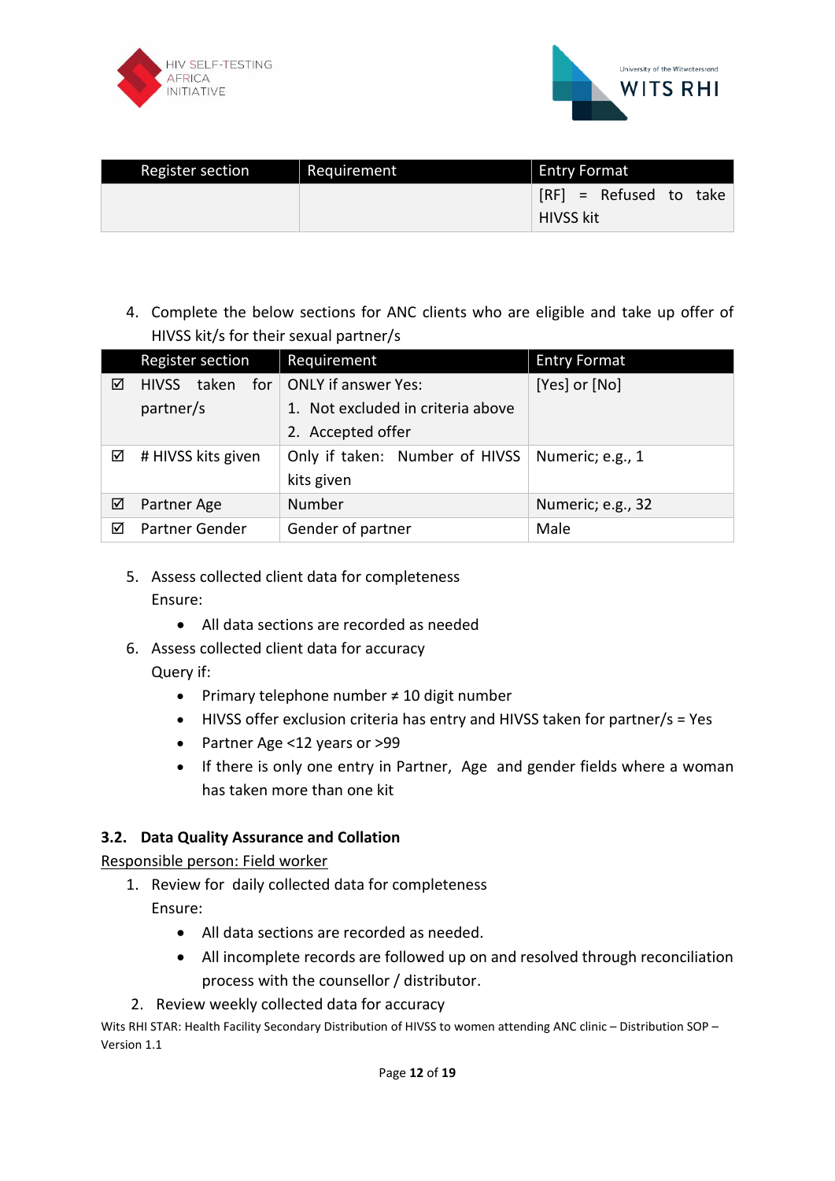| Register section | Requirement | Entry Format |
|---|---|---|
| | | [RF] = Refused to take HIVSS kit |

4. Complete the below sections for ANC clients who are eligible and take up offer of HIVSS kit/s for their sexual partner/s

| Register section | Requirement | Entry Format |
|---|---|---|
| ☑ HIVSS taken for partner/s | ONLY if answer Yes:<br>1. Not excluded in criteria above<br>2. Accepted offer | [Yes] or [No] |
| ☑ # HIVSS kits given | Only if taken: Number of HIVSS kits given | Numeric; e.g., 1 |
| ☑ Partner Age | Number | Numeric; e.g., 32 |
| ☑ Partner Gender | Gender of partner | Male |

5. Assess collected client data for completeness
   Ensure:
   - All data sections are recorded as needed
6. Assess collected client data for accuracy
   Query if:
   - Primary telephone number ≠ 10 digit number
   - HIVSS offer exclusion criteria has entry and HIVSS taken for partner/s = Yes
   - Partner Age <12 years or >99
   - If there is only one entry in Partner, Age and gender fields where a woman has taken more than one kit

### 3.2. Data Quality Assurance and Collation

Responsible person: Field worker

1. Review for daily collected data for completeness
   Ensure:
   - All data sections are recorded as needed.
   - All incomplete records are followed up on and resolved through reconciliation process with the counsellor / distributor.
2. Review weekly collected data for accuracy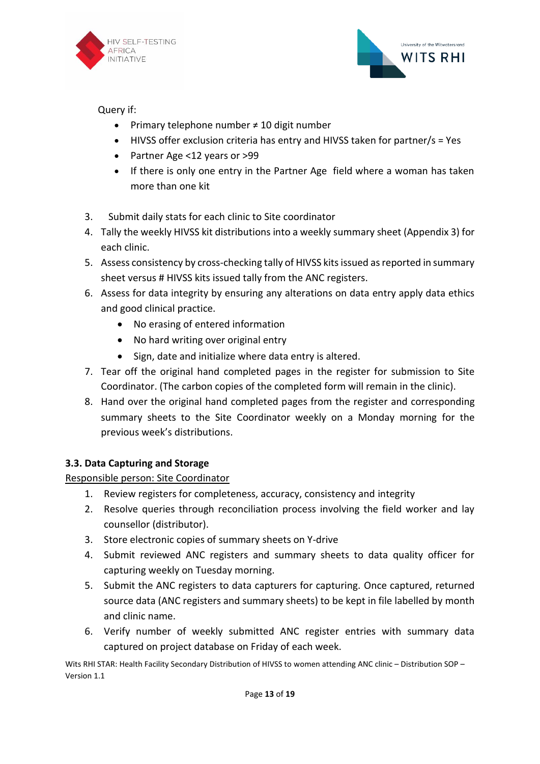Query if:

- Primary telephone number ≠ 10 digit number
- HIVSS offer exclusion criteria has entry and HIVSS taken for partner/s = Yes
- Partner Age <12 years or >99
- If there is only one entry in the Partner Age field where a woman has taken more than one kit

3. Submit daily stats for each clinic to Site coordinator
4. Tally the weekly HIVSS kit distributions into a weekly summary sheet (Appendix 3) for each clinic.
5. Assess consistency by cross-checking tally of HIVSS kits issued as reported in summary sheet versus # HIVSS kits issued tally from the ANC registers.
6. Assess for data integrity by ensuring any alterations on data entry apply data ethics and good clinical practice.
   - No erasing of entered information
   - No hard writing over original entry
   - Sign, date and initialize where data entry is altered.
7. Tear off the original hand completed pages in the register for submission to Site Coordinator. (The carbon copies of the completed form will remain in the clinic).
8. Hand over the original hand completed pages from the register and corresponding summary sheets to the Site Coordinator weekly on a Monday morning for the previous week's distributions.

### 3.3. Data Capturing and Storage

Responsible person: Site Coordinator

1. Review registers for completeness, accuracy, consistency and integrity
2. Resolve queries through reconciliation process involving the field worker and lay counsellor (distributor).
3. Store electronic copies of summary sheets on Y-drive
4. Submit reviewed ANC registers and summary sheets to data quality officer for capturing weekly on Tuesday morning.
5. Submit the ANC registers to data capturers for capturing. Once captured, returned source data (ANC registers and summary sheets) to be kept in file labelled by month and clinic name.
6. Verify number of weekly submitted ANC register entries with summary data captured on project database on Friday of each week.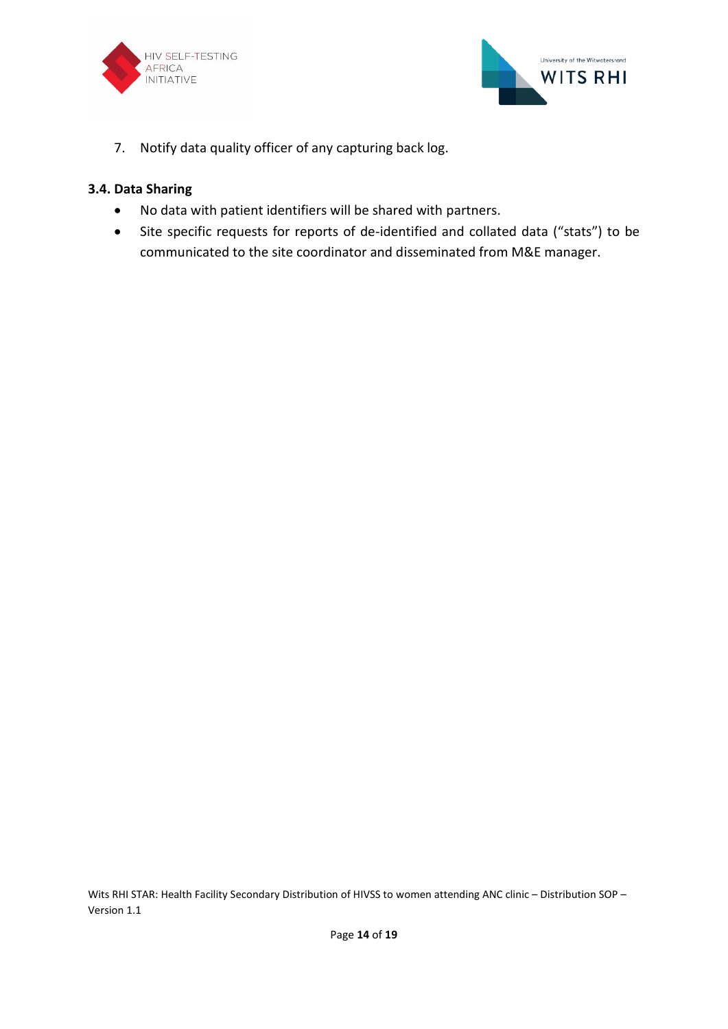7. Notify data quality officer of any capturing back log.

### 3.4. Data Sharing

- No data with patient identifiers will be shared with partners.
- Site specific requests for reports of de-identified and collated data ("stats") to be communicated to the site coordinator and disseminated from M&E manager.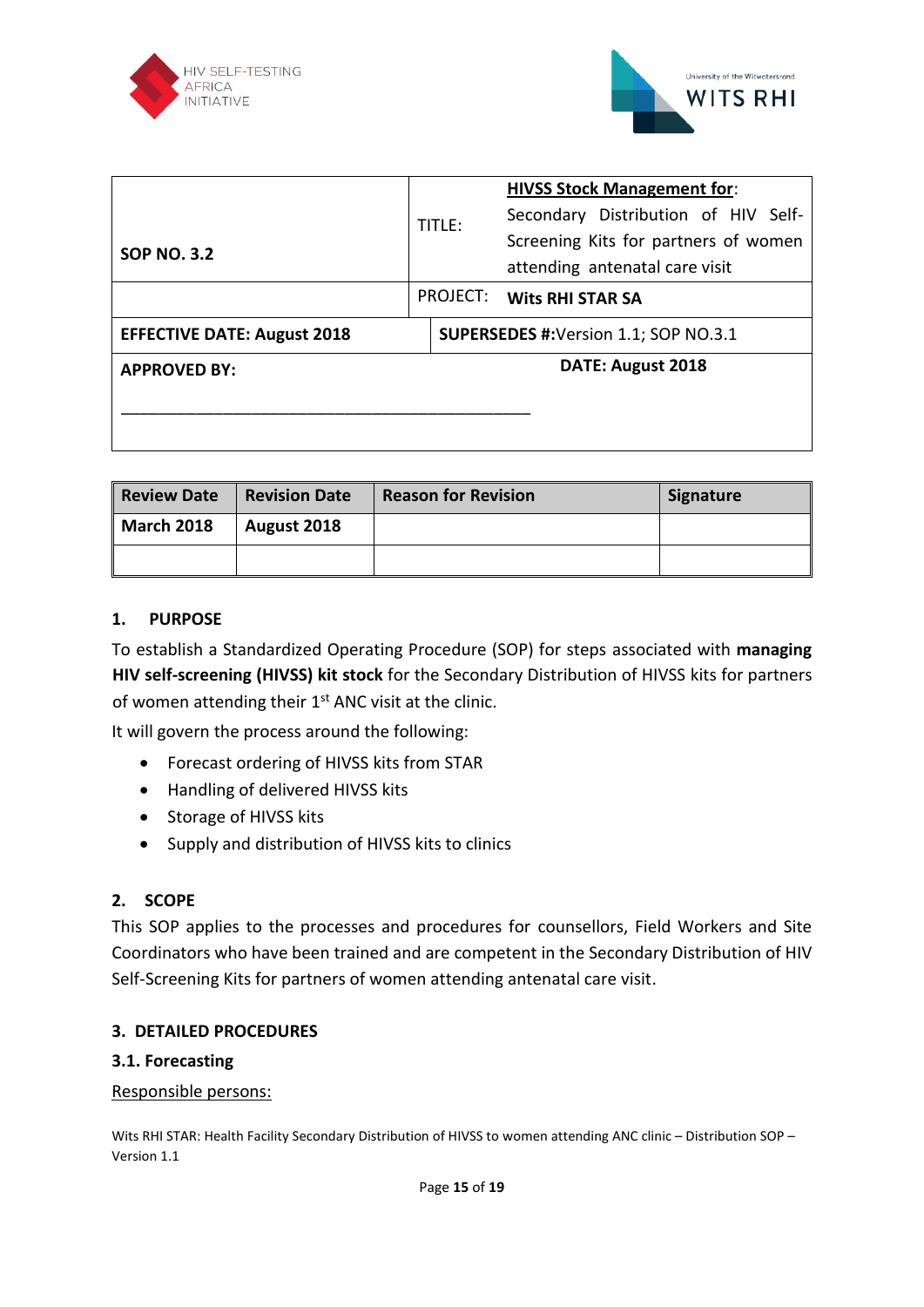| SOP NO. 3.2 | TITLE: | **HIVSS Stock Management for**: Secondary Distribution of HIV Self-Screening Kits for partners of women attending antenatal care visit |
|---|---|---|
| | PROJECT: | **Wits RHI STAR SA** |
| **EFFECTIVE DATE: August 2018** | **SUPERSEDES #:** Version 1.1; SOP NO.3.1 | |
| **APPROVED BY:** ______________________________ | **DATE: August 2018** | |

| Review Date | Revision Date | Reason for Revision | Signature |
|---|---|---|---|
| **March 2018** | **August 2018** | | |
| | | | |

## 1. PURPOSE

To establish a Standardized Operating Procedure (SOP) for steps associated with **managing HIV self-screening (HIVSS) kit stock** for the Secondary Distribution of HIVSS kits for partners of women attending their 1st ANC visit at the clinic.

It will govern the process around the following:

- Forecast ordering of HIVSS kits from STAR
- Handling of delivered HIVSS kits
- Storage of HIVSS kits
- Supply and distribution of HIVSS kits to clinics

## 2. SCOPE

This SOP applies to the processes and procedures for counsellors, Field Workers and Site Coordinators who have been trained and are competent in the Secondary Distribution of HIV Self-Screening Kits for partners of women attending antenatal care visit.

## 3. DETAILED PROCEDURES

### 3.1. Forecasting

Responsible persons: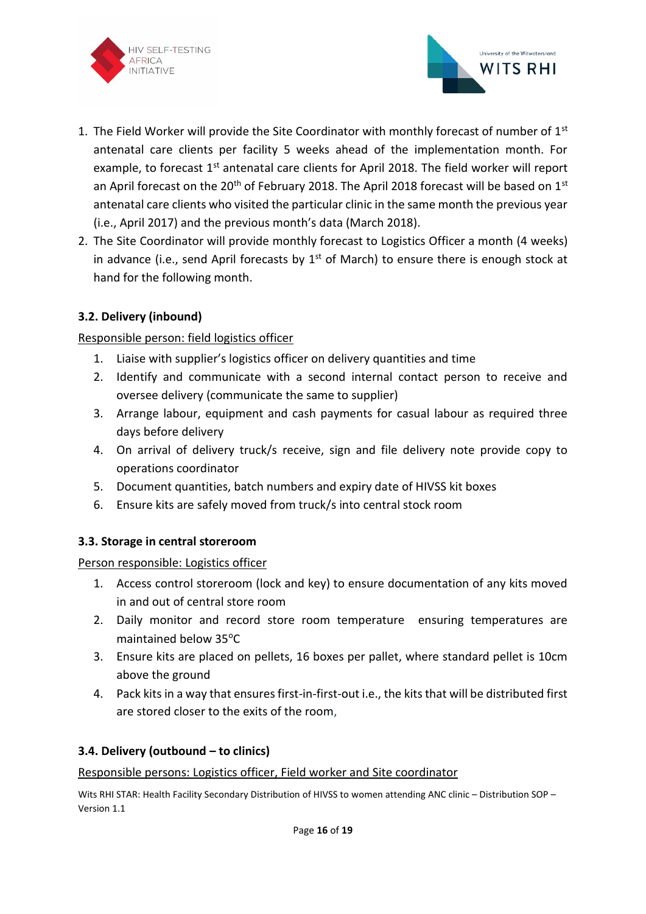1. The Field Worker will provide the Site Coordinator with monthly forecast of number of 1st antenatal care clients per facility 5 weeks ahead of the implementation month. For example, to forecast 1st antenatal care clients for April 2018. The field worker will report an April forecast on the 20th of February 2018. The April 2018 forecast will be based on 1st antenatal care clients who visited the particular clinic in the same month the previous year (i.e., April 2017) and the previous month's data (March 2018).
2. The Site Coordinator will provide monthly forecast to Logistics Officer a month (4 weeks) in advance (i.e., send April forecasts by 1st of March) to ensure there is enough stock at hand for the following month.

### 3.2. Delivery (inbound)

Responsible person: field logistics officer

1. Liaise with supplier's logistics officer on delivery quantities and time
2. Identify and communicate with a second internal contact person to receive and oversee delivery (communicate the same to supplier)
3. Arrange labour, equipment and cash payments for casual labour as required three days before delivery
4. On arrival of delivery truck/s receive, sign and file delivery note provide copy to operations coordinator
5. Document quantities, batch numbers and expiry date of HIVSS kit boxes
6. Ensure kits are safely moved from truck/s into central stock room

### 3.3. Storage in central storeroom

Person responsible: Logistics officer

1. Access control storeroom (lock and key) to ensure documentation of any kits moved in and out of central store room
2. Daily monitor and record store room temperature ensuring temperatures are maintained below 35°C
3. Ensure kits are placed on pellets, 16 boxes per pallet, where standard pellet is 10cm above the ground
4. Pack kits in a way that ensures first-in-first-out i.e., the kits that will be distributed first are stored closer to the exits of the room,

### 3.4. Delivery (outbound – to clinics)

Responsible persons: Logistics officer, Field worker and Site coordinator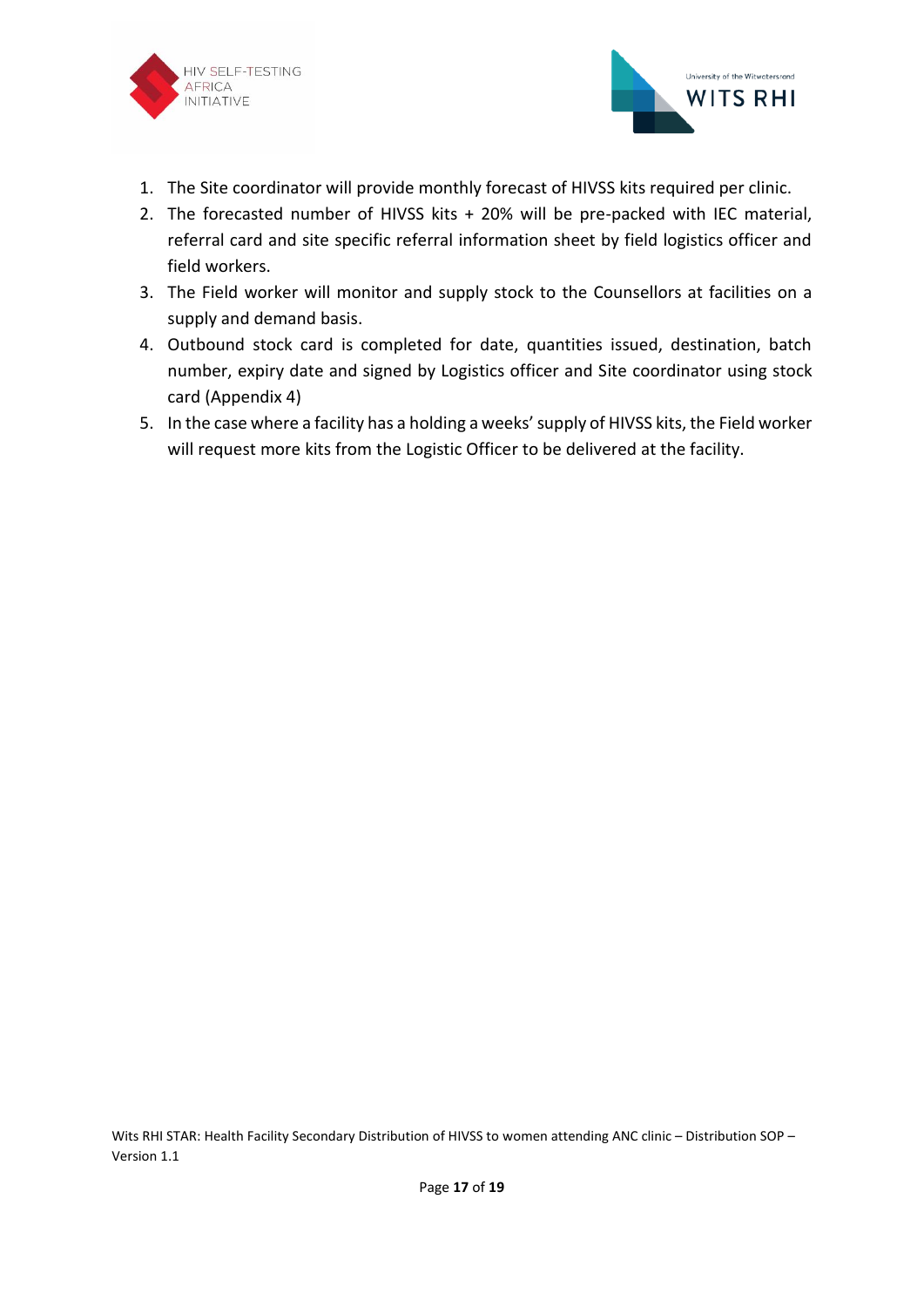1. The Site coordinator will provide monthly forecast of HIVSS kits required per clinic.
2. The forecasted number of HIVSS kits + 20% will be pre-packed with IEC material, referral card and site specific referral information sheet by field logistics officer and field workers.
3. The Field worker will monitor and supply stock to the Counsellors at facilities on a supply and demand basis.
4. Outbound stock card is completed for date, quantities issued, destination, batch number, expiry date and signed by Logistics officer and Site coordinator using stock card (Appendix 4)
5. In the case where a facility has a holding a weeks' supply of HIVSS kits, the Field worker will request more kits from the Logistic Officer to be delivered at the facility.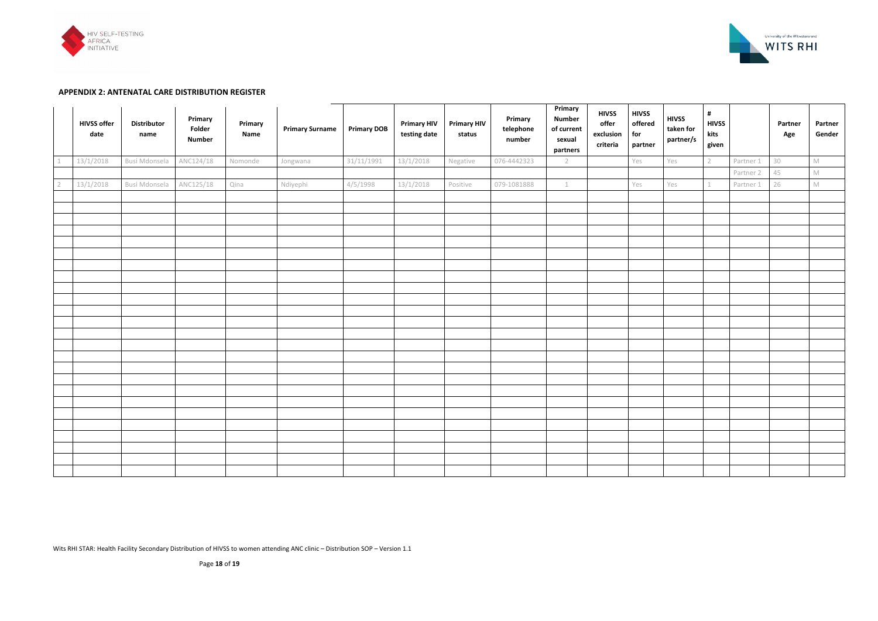### APPENDIX 2: ANTENATAL CARE DISTRIBUTION REGISTER

| | HIVSS offer date | Distributor name | Primary Folder Number | Primary Name | Primary Surname | Primary DOB | Primary HIV testing date | Primary HIV status | Primary telephone number | Primary Number of current sexual partners | HIVSS offer exclusion criteria | HIVSS offered for partner | HIVSS taken for partner/s | # HIVSS kits given | | Partner Age | Partner Gender |
|---|---|---|---|---|---|---|---|---|---|---|---|---|---|---|---|---|---|
| 1 | 13/1/2018 | Busi Mdonsela | ANC124/18 | Nomonde | Jongwana | 31/11/1991 | 13/1/2018 | Negative | 076-4442323 | 2 | | Yes | Yes | 2 | Partner 1 | 30 | M |
| | | | | | | | | | | | | | | | Partner 2 | 45 | M |
| 2 | 13/1/2018 | Busi Mdonsela | ANC125/18 | Qina | Ndiyephi | 4/5/1998 | 13/1/2018 | Positive | 079-1081888 | 1 | | Yes | Yes | 1 | Partner 1 | 26 | M |
| | | | | | | | | | | | | | | | | | |
| | | | | | | | | | | | | | | | | | |
| | | | | | | | | | | | | | | | | | |
| | | | | | | | | | | | | | | | | | |
| | | | | | | | | | | | | | | | | | |
| | | | | | | | | | | | | | | | | | |
| | | | | | | | | | | | | | | | | | |
| | | | | | | | | | | | | | | | | | |
| | | | | | | | | | | | | | | | | | |
| | | | | | | | | | | | | | | | | | |
| | | | | | | | | | | | | | | | | | |
| | | | | | | | | | | | | | | | | | |
| | | | | | | | | | | | | | | | | | |
| | | | | | | | | | | | | | | | | | |
| | | | | | | | | | | | | | | | | | |
| | | | | | | | | | | | | | | | | | |
| | | | | | | | | | | | | | | | | | |
| | | | | | | | | | | | | | | | | | |
| | | | | | | | | | | | | | | | | | |
| | | | | | | | | | | | | | | | | | |
| | | | | | | | | | | | | | | | | | |
| | | | | | | | | | | | | | | | | | |
| | | | | | | | | | | | | | | | | | |
| | | | | | | | | | | | | | | | | | |

Wits RHI STAR: Health Facility Secondary Distribution of HIVSS to women attending ANC clinic – Distribution SOP – Version 1.1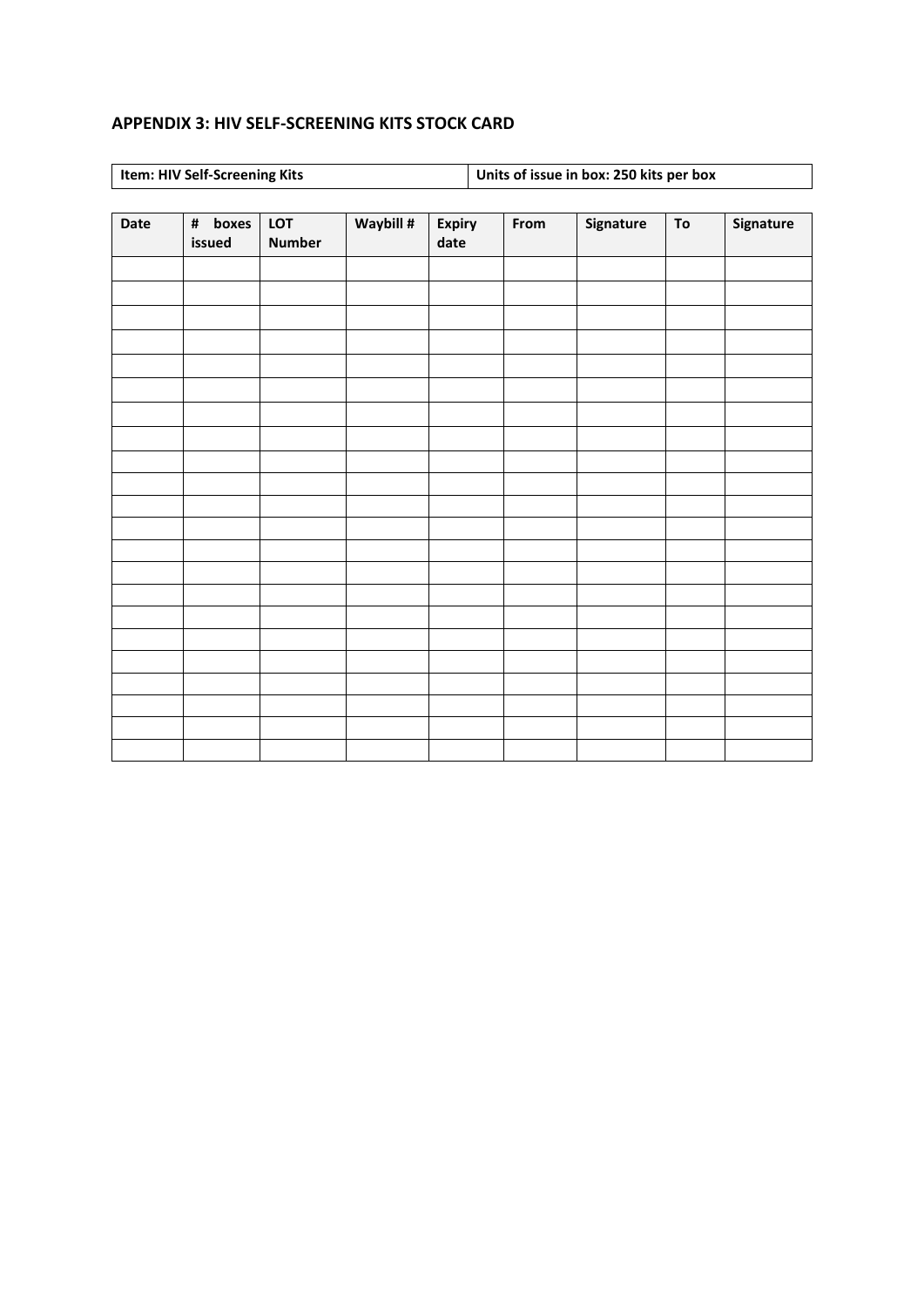## APPENDIX 3: HIV SELF-SCREENING KITS STOCK CARD

| Item: HIV Self-Screening Kits | Units of issue in box: 250 kits per box |
|---|---|

| Date | # boxes issued | LOT Number | Waybill # | Expiry date | From | Signature | To | Signature |
|---|---|---|---|---|---|---|---|---|
| | | | | | | | | |
| | | | | | | | | |
| | | | | | | | | |
| | | | | | | | | |
| | | | | | | | | |
| | | | | | | | | |
| | | | | | | | | |
| | | | | | | | | |
| | | | | | | | | |
| | | | | | | | | |
| | | | | | | | | |
| | | | | | | | | |
| | | | | | | | | |
| | | | | | | | | |
| | | | | | | | | |
| | | | | | | | | |
| | | | | | | | | |
| | | | | | | | | |
| | | | | | | | | |
| | | | | | | | | |
| | | | | | | | | |
| | | | | | | | | |